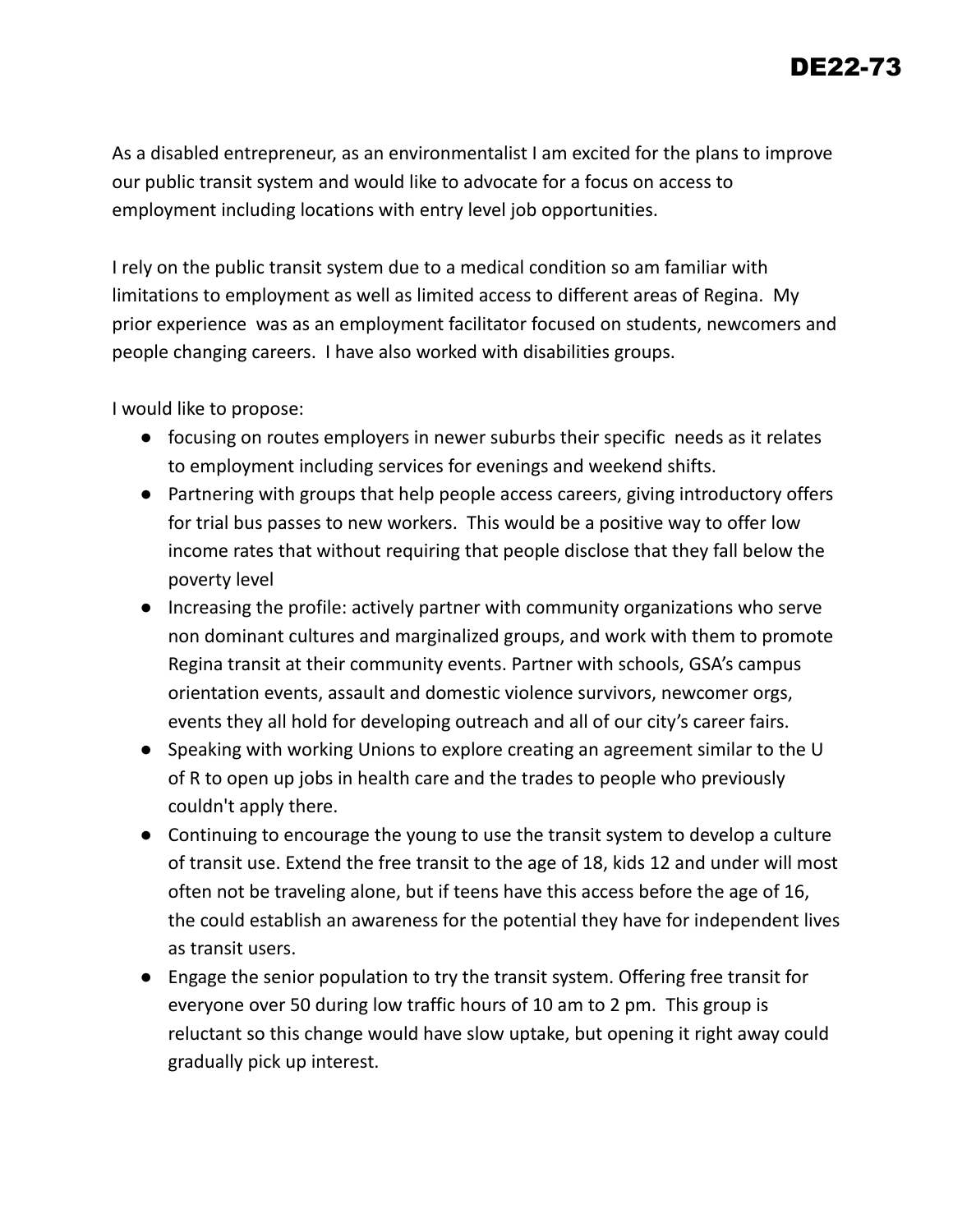# DE22-73

As a disabled entrepreneur, as an environmentalist I am excited for the plans to improve our public transit system and would like to advocate for a focus on access to employment including locations with entry level job opportunities.

I rely on the public transit system due to a medical condition so am familiar with limitations to employment as well as limited access to different areas of Regina. My prior experience was as an employment facilitator focused on students, newcomers and people changing careers. I have also worked with disabilities groups.

I would like to propose:

- focusing on routes employers in newer suburbs their specific needs as it relates to employment including services for evenings and weekend shifts.
- Partnering with groups that help people access careers, giving introductory offers for trial bus passes to new workers. This would be a positive way to offer low income rates that without requiring that people disclose that they fall below the poverty level
- Increasing the profile: actively partner with community organizations who serve non dominant cultures and marginalized groups, and work with them to promote Regina transit at their community events. Partner with schools, GSA's campus orientation events, assault and domestic violence survivors, newcomer orgs, events they all hold for developing outreach and all of our city's career fairs.
- Speaking with working Unions to explore creating an agreement similar to the U of R to open up jobs in health care and the trades to people who previously couldn't apply there.
- Continuing to encourage the young to use the transit system to develop a culture of transit use. Extend the free transit to the age of 18, kids 12 and under will most often not be traveling alone, but if teens have this access before the age of 16, the could establish an awareness for the potential they have for independent lives as transit users.
- Engage the senior population to try the transit system. Offering free transit for everyone over 50 during low traffic hours of 10 am to 2 pm. This group is reluctant so this change would have slow uptake, but opening it right away could gradually pick up interest.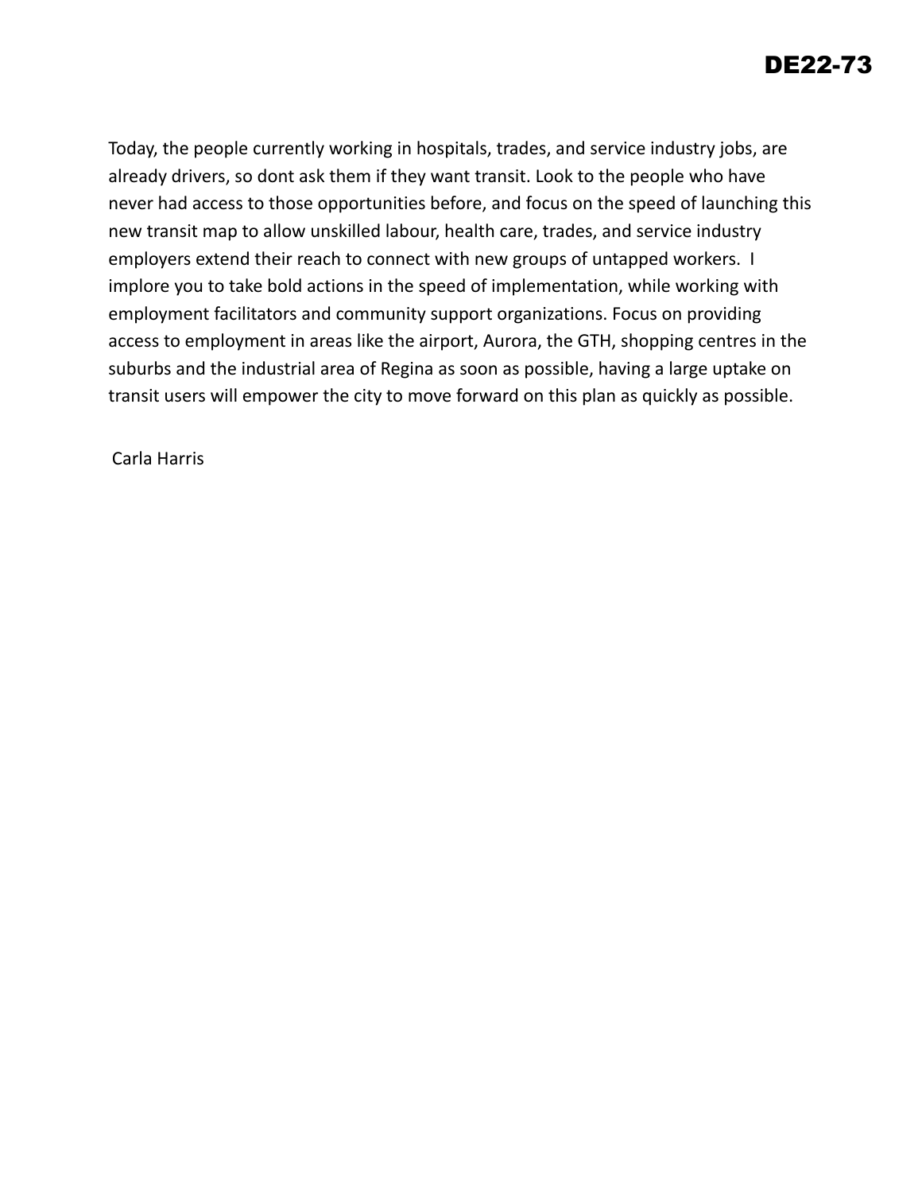Today, the people currently working in hospitals, trades, and service industry jobs, are already drivers, so dont ask them if they want transit. Look to the people who have never had access to those opportunities before, and focus on the speed of launching this new transit map to allow unskilled labour, health care, trades, and service industry employers extend their reach to connect with new groups of untapped workers. I implore you to take bold actions in the speed of implementation, while working with employment facilitators and community support organizations. Focus on providing access to employment in areas like the airport, Aurora, the GTH, shopping centres in the suburbs and the industrial area of Regina as soon as possible, having a large uptake on transit users will empower the city to move forward on this plan as quickly as possible.

Carla Harris